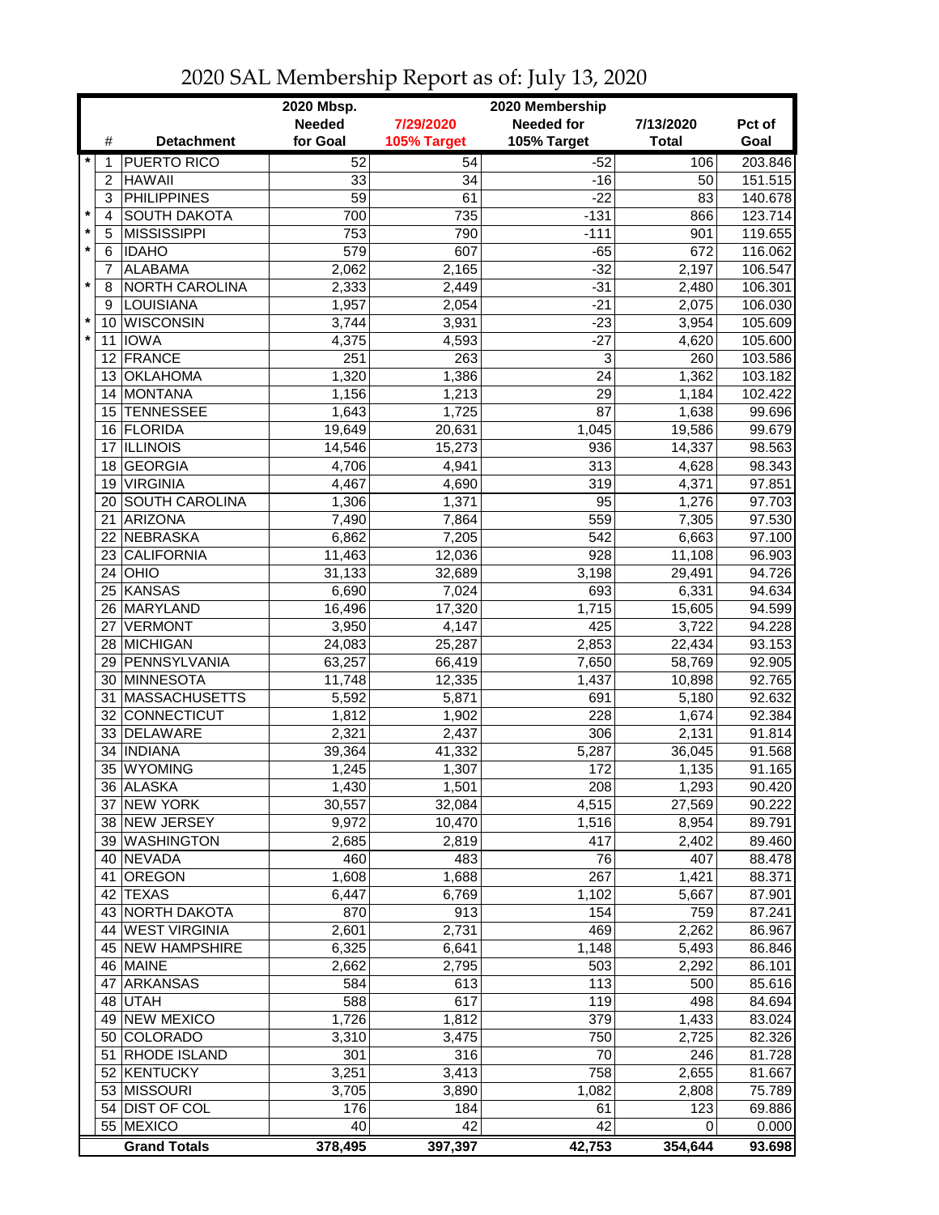# 2020 SAL Membership Report as of: July 13, 2020

| | # | Detachment | 2020 Mbsp. Needed for Goal | 7/29/2020 105% Target | 2020 Membership Needed for 105% Target | 7/13/2020 Total | Pct of Goal |
|---|---|---|---|---|---|---|---|
| * | 1 | PUERTO RICO | 52 | 54 | -52 | 106 | 203.846 |
| | 2 | HAWAII | 33 | 34 | -16 | 50 | 151.515 |
| | 3 | PHILIPPINES | 59 | 61 | -22 | 83 | 140.678 |
| * | 4 | SOUTH DAKOTA | 700 | 735 | -131 | 866 | 123.714 |
| * | 5 | MISSISSIPPI | 753 | 790 | -111 | 901 | 119.655 |
| * | 6 | IDAHO | 579 | 607 | -65 | 672 | 116.062 |
| | 7 | ALABAMA | 2,062 | 2,165 | -32 | 2,197 | 106.547 |
| * | 8 | NORTH CAROLINA | 2,333 | 2,449 | -31 | 2,480 | 106.301 |
| | 9 | LOUISIANA | 1,957 | 2,054 | -21 | 2,075 | 106.030 |
| * | 10 | WISCONSIN | 3,744 | 3,931 | -23 | 3,954 | 105.609 |
| * | 11 | IOWA | 4,375 | 4,593 | -27 | 4,620 | 105.600 |
| | 12 | FRANCE | 251 | 263 | 3 | 260 | 103.586 |
| | 13 | OKLAHOMA | 1,320 | 1,386 | 24 | 1,362 | 103.182 |
| | 14 | MONTANA | 1,156 | 1,213 | 29 | 1,184 | 102.422 |
| | 15 | TENNESSEE | 1,643 | 1,725 | 87 | 1,638 | 99.696 |
| | 16 | FLORIDA | 19,649 | 20,631 | 1,045 | 19,586 | 99.679 |
| | 17 | ILLINOIS | 14,546 | 15,273 | 936 | 14,337 | 98.563 |
| | 18 | GEORGIA | 4,706 | 4,941 | 313 | 4,628 | 98.343 |
| | 19 | VIRGINIA | 4,467 | 4,690 | 319 | 4,371 | 97.851 |
| | 20 | SOUTH CAROLINA | 1,306 | 1,371 | 95 | 1,276 | 97.703 |
| | 21 | ARIZONA | 7,490 | 7,864 | 559 | 7,305 | 97.530 |
| | 22 | NEBRASKA | 6,862 | 7,205 | 542 | 6,663 | 97.100 |
| | 23 | CALIFORNIA | 11,463 | 12,036 | 928 | 11,108 | 96.903 |
| | 24 | OHIO | 31,133 | 32,689 | 3,198 | 29,491 | 94.726 |
| | 25 | KANSAS | 6,690 | 7,024 | 693 | 6,331 | 94.634 |
| | 26 | MARYLAND | 16,496 | 17,320 | 1,715 | 15,605 | 94.599 |
| | 27 | VERMONT | 3,950 | 4,147 | 425 | 3,722 | 94.228 |
| | 28 | MICHIGAN | 24,083 | 25,287 | 2,853 | 22,434 | 93.153 |
| | 29 | PENNSYLVANIA | 63,257 | 66,419 | 7,650 | 58,769 | 92.905 |
| | 30 | MINNESOTA | 11,748 | 12,335 | 1,437 | 10,898 | 92.765 |
| | 31 | MASSACHUSETTS | 5,592 | 5,871 | 691 | 5,180 | 92.632 |
| | 32 | CONNECTICUT | 1,812 | 1,902 | 228 | 1,674 | 92.384 |
| | 33 | DELAWARE | 2,321 | 2,437 | 306 | 2,131 | 91.814 |
| | 34 | INDIANA | 39,364 | 41,332 | 5,287 | 36,045 | 91.568 |
| | 35 | WYOMING | 1,245 | 1,307 | 172 | 1,135 | 91.165 |
| | 36 | ALASKA | 1,430 | 1,501 | 208 | 1,293 | 90.420 |
| | 37 | NEW YORK | 30,557 | 32,084 | 4,515 | 27,569 | 90.222 |
| | 38 | NEW JERSEY | 9,972 | 10,470 | 1,516 | 8,954 | 89.791 |
| | 39 | WASHINGTON | 2,685 | 2,819 | 417 | 2,402 | 89.460 |
| | 40 | NEVADA | 460 | 483 | 76 | 407 | 88.478 |
| | 41 | OREGON | 1,608 | 1,688 | 267 | 1,421 | 88.371 |
| | 42 | TEXAS | 6,447 | 6,769 | 1,102 | 5,667 | 87.901 |
| | 43 | NORTH DAKOTA | 870 | 913 | 154 | 759 | 87.241 |
| | 44 | WEST VIRGINIA | 2,601 | 2,731 | 469 | 2,262 | 86.967 |
| | 45 | NEW HAMPSHIRE | 6,325 | 6,641 | 1,148 | 5,493 | 86.846 |
| | 46 | MAINE | 2,662 | 2,795 | 503 | 2,292 | 86.101 |
| | 47 | ARKANSAS | 584 | 613 | 113 | 500 | 85.616 |
| | 48 | UTAH | 588 | 617 | 119 | 498 | 84.694 |
| | 49 | NEW MEXICO | 1,726 | 1,812 | 379 | 1,433 | 83.024 |
| | 50 | COLORADO | 3,310 | 3,475 | 750 | 2,725 | 82.326 |
| | 51 | RHODE ISLAND | 301 | 316 | 70 | 246 | 81.728 |
| | 52 | KENTUCKY | 3,251 | 3,413 | 758 | 2,655 | 81.667 |
| | 53 | MISSOURI | 3,705 | 3,890 | 1,082 | 2,808 | 75.789 |
| | 54 | DIST OF COL | 176 | 184 | 61 | 123 | 69.886 |
| | 55 | MEXICO | 40 | 42 | 42 | 0 | 0.000 |
| | | **Grand Totals** | **378,495** | **397,397** | **42,753** | **354,644** | **93.698** |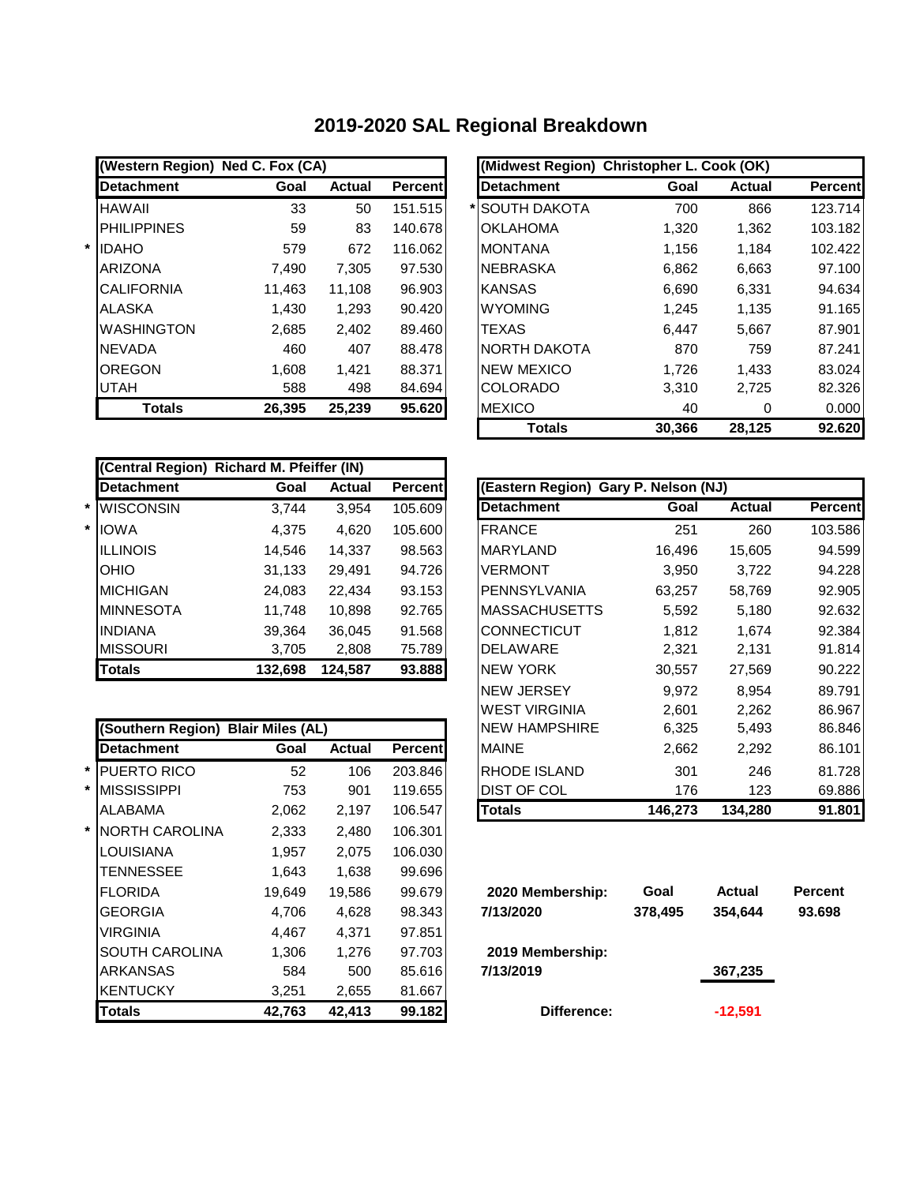# 2019-2020 SAL Regional Breakdown

| | (Western Region) Ned C. Fox (CA) | | | |
|---|---|---|---|---|
| | **Detachment** | **Goal** | **Actual** | **Percent** |
| | HAWAII | 33 | 50 | 151.515 |
| | PHILIPPINES | 59 | 83 | 140.678 |
| * | IDAHO | 579 | 672 | 116.062 |
| | ARIZONA | 7,490 | 7,305 | 97.530 |
| | CALIFORNIA | 11,463 | 11,108 | 96.903 |
| | ALASKA | 1,430 | 1,293 | 90.420 |
| | WASHINGTON | 2,685 | 2,402 | 89.460 |
| | NEVADA | 460 | 407 | 88.478 |
| | OREGON | 1,608 | 1,421 | 88.371 |
| | UTAH | 588 | 498 | 84.694 |
| | **Totals** | **26,395** | **25,239** | **95.620** |

| | (Midwest Region) Christopher L. Cook (OK) | | | |
|---|---|---|---|---|
| | **Detachment** | **Goal** | **Actual** | **Percent** |
| * | SOUTH DAKOTA | 700 | 866 | 123.714 |
| | OKLAHOMA | 1,320 | 1,362 | 103.182 |
| | MONTANA | 1,156 | 1,184 | 102.422 |
| | NEBRASKA | 6,862 | 6,663 | 97.100 |
| | KANSAS | 6,690 | 6,331 | 94.634 |
| | WYOMING | 1,245 | 1,135 | 91.165 |
| | TEXAS | 6,447 | 5,667 | 87.901 |
| | NORTH DAKOTA | 870 | 759 | 87.241 |
| | NEW MEXICO | 1,726 | 1,433 | 83.024 |
| | COLORADO | 3,310 | 2,725 | 82.326 |
| | MEXICO | 40 | 0 | 0.000 |
| | **Totals** | **30,366** | **28,125** | **92.620** |

| | (Central Region) Richard M. Pfeiffer (IN) | | | |
|---|---|---|---|---|
| | **Detachment** | **Goal** | **Actual** | **Percent** |
| * | WISCONSIN | 3,744 | 3,954 | 105.609 |
| * | IOWA | 4,375 | 4,620 | 105.600 |
| | ILLINOIS | 14,546 | 14,337 | 98.563 |
| | OHIO | 31,133 | 29,491 | 94.726 |
| | MICHIGAN | 24,083 | 22,434 | 93.153 |
| | MINNESOTA | 11,748 | 10,898 | 92.765 |
| | INDIANA | 39,364 | 36,045 | 91.568 |
| | MISSOURI | 3,705 | 2,808 | 75.789 |
| | **Totals** | **132,698** | **124,587** | **93.888** |

| (Eastern Region) Gary P. Nelson (NJ) | | | |
|---|---|---|---|
| **Detachment** | **Goal** | **Actual** | **Percent** |
| FRANCE | 251 | 260 | 103.586 |
| MARYLAND | 16,496 | 15,605 | 94.599 |
| VERMONT | 3,950 | 3,722 | 94.228 |
| PENNSYLVANIA | 63,257 | 58,769 | 92.905 |
| MASSACHUSETTS | 5,592 | 5,180 | 92.632 |
| CONNECTICUT | 1,812 | 1,674 | 92.384 |
| DELAWARE | 2,321 | 2,131 | 91.814 |
| NEW YORK | 30,557 | 27,569 | 90.222 |
| NEW JERSEY | 9,972 | 8,954 | 89.791 |
| WEST VIRGINIA | 2,601 | 2,262 | 86.967 |
| NEW HAMPSHIRE | 6,325 | 5,493 | 86.846 |
| MAINE | 2,662 | 2,292 | 86.101 |
| RHODE ISLAND | 301 | 246 | 81.728 |
| DIST OF COL | 176 | 123 | 69.886 |
| **Totals** | **146,273** | **134,280** | **91.801** |

| | (Southern Region) Blair Miles (AL) | | | |
|---|---|---|---|---|
| | **Detachment** | **Goal** | **Actual** | **Percent** |
| * | PUERTO RICO | 52 | 106 | 203.846 |
| * | MISSISSIPPI | 753 | 901 | 119.655 |
| | ALABAMA | 2,062 | 2,197 | 106.547 |
| * | NORTH CAROLINA | 2,333 | 2,480 | 106.301 |
| | LOUISIANA | 1,957 | 2,075 | 106.030 |
| | TENNESSEE | 1,643 | 1,638 | 99.696 |
| | FLORIDA | 19,649 | 19,586 | 99.679 |
| | GEORGIA | 4,706 | 4,628 | 98.343 |
| | VIRGINIA | 4,467 | 4,371 | 97.851 |
| | SOUTH CAROLINA | 1,306 | 1,276 | 97.703 |
| | ARKANSAS | 584 | 500 | 85.616 |
| | KENTUCKY | 3,251 | 2,655 | 81.667 |
| | **Totals** | **42,763** | **42,413** | **99.182** |

| **2020 Membership:** | **Goal** | **Actual** | **Percent** |
|---|---|---|---|
| **7/13/2020** | **378,495** | **354,644** | **93.698** |
| **2019 Membership:** | | | |
| **7/13/2019** | | **367,235** | |
| **Difference:** | | **-12,591** | |